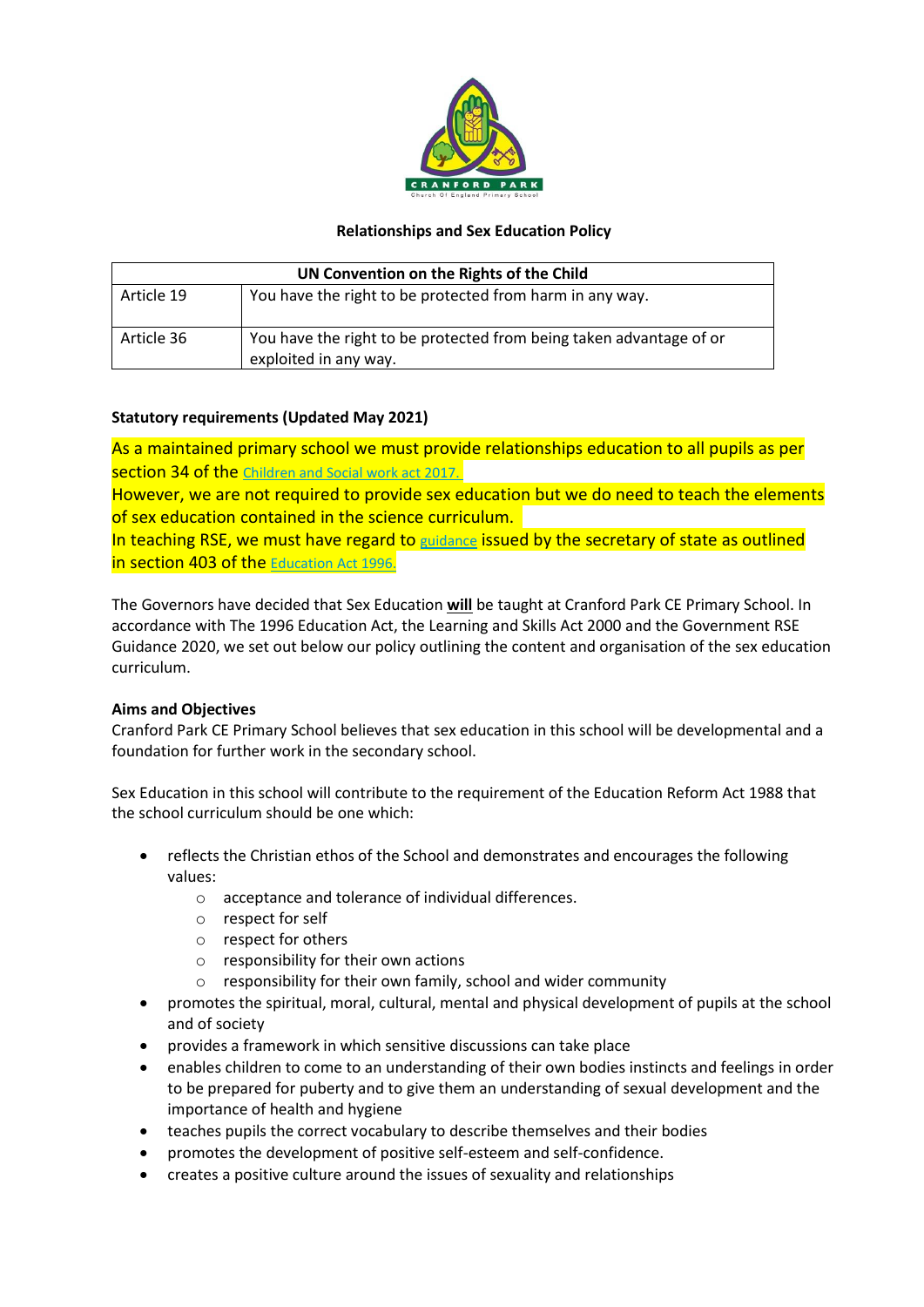# Relationships and Sex Education Policy

| UN Convention on the Rights of the Child | |
|---|---|
| Article 19 | You have the right to be protected from harm in any way. |
| Article 36 | You have the right to be protected from being taken advantage of or exploited in any way. |

**Statutory requirements (Updated May 2021)**

As a maintained primary school we must provide relationships education to all pupils as per section 34 of the Children and Social work act 2017.
However, we are not required to provide sex education but we do need to teach the elements of sex education contained in the science curriculum.
In teaching RSE, we must have regard to guidance issued by the secretary of state as outlined in section 403 of the Education Act 1996.

The Governors have decided that Sex Education **will** be taught at Cranford Park CE Primary School. In accordance with The 1996 Education Act, the Learning and Skills Act 2000 and the Government RSE Guidance 2020, we set out below our policy outlining the content and organisation of the sex education curriculum.

**Aims and Objectives**

Cranford Park CE Primary School believes that sex education in this school will be developmental and a foundation for further work in the secondary school.

Sex Education in this school will contribute to the requirement of the Education Reform Act 1988 that the school curriculum should be one which:

- reflects the Christian ethos of the School and demonstrates and encourages the following values:
  - acceptance and tolerance of individual differences.
  - respect for self
  - respect for others
  - responsibility for their own actions
  - responsibility for their own family, school and wider community
- promotes the spiritual, moral, cultural, mental and physical development of pupils at the school and of society
- provides a framework in which sensitive discussions can take place
- enables children to come to an understanding of their own bodies instincts and feelings in order to be prepared for puberty and to give them an understanding of sexual development and the importance of health and hygiene
- teaches pupils the correct vocabulary to describe themselves and their bodies
- promotes the development of positive self-esteem and self-confidence.
- creates a positive culture around the issues of sexuality and relationships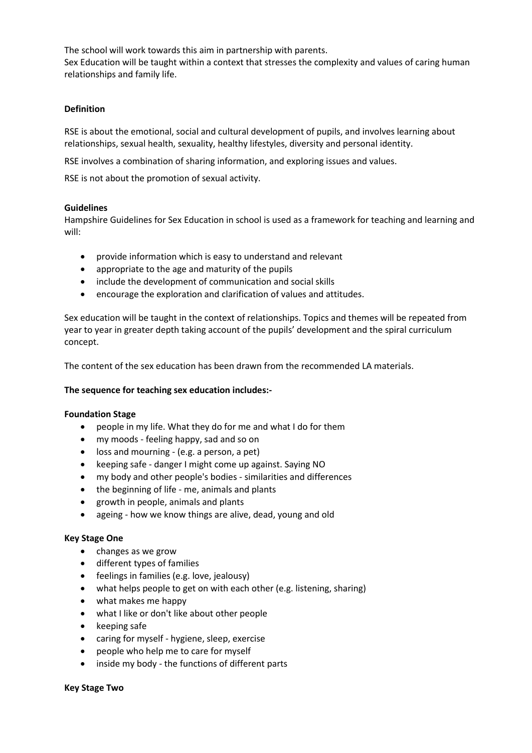The school will work towards this aim in partnership with parents.
Sex Education will be taught within a context that stresses the complexity and values of caring human relationships and family life.

**Definition**

RSE is about the emotional, social and cultural development of pupils, and involves learning about relationships, sexual health, sexuality, healthy lifestyles, diversity and personal identity.

RSE involves a combination of sharing information, and exploring issues and values.

RSE is not about the promotion of sexual activity.

**Guidelines**

Hampshire Guidelines for Sex Education in school is used as a framework for teaching and learning and will:

- provide information which is easy to understand and relevant
- appropriate to the age and maturity of the pupils
- include the development of communication and social skills
- encourage the exploration and clarification of values and attitudes.

Sex education will be taught in the context of relationships. Topics and themes will be repeated from year to year in greater depth taking account of the pupils' development and the spiral curriculum concept.

The content of the sex education has been drawn from the recommended LA materials.

**The sequence for teaching sex education includes:-**

**Foundation Stage**

- people in my life. What they do for me and what I do for them
- my moods - feeling happy, sad and so on
- loss and mourning - (e.g. a person, a pet)
- keeping safe - danger I might come up against. Saying NO
- my body and other people's bodies - similarities and differences
- the beginning of life - me, animals and plants
- growth in people, animals and plants
- ageing - how we know things are alive, dead, young and old

**Key Stage One**

- changes as we grow
- different types of families
- feelings in families (e.g. love, jealousy)
- what helps people to get on with each other (e.g. listening, sharing)
- what makes me happy
- what I like or don't like about other people
- keeping safe
- caring for myself - hygiene, sleep, exercise
- people who help me to care for myself
- inside my body - the functions of different parts

**Key Stage Two**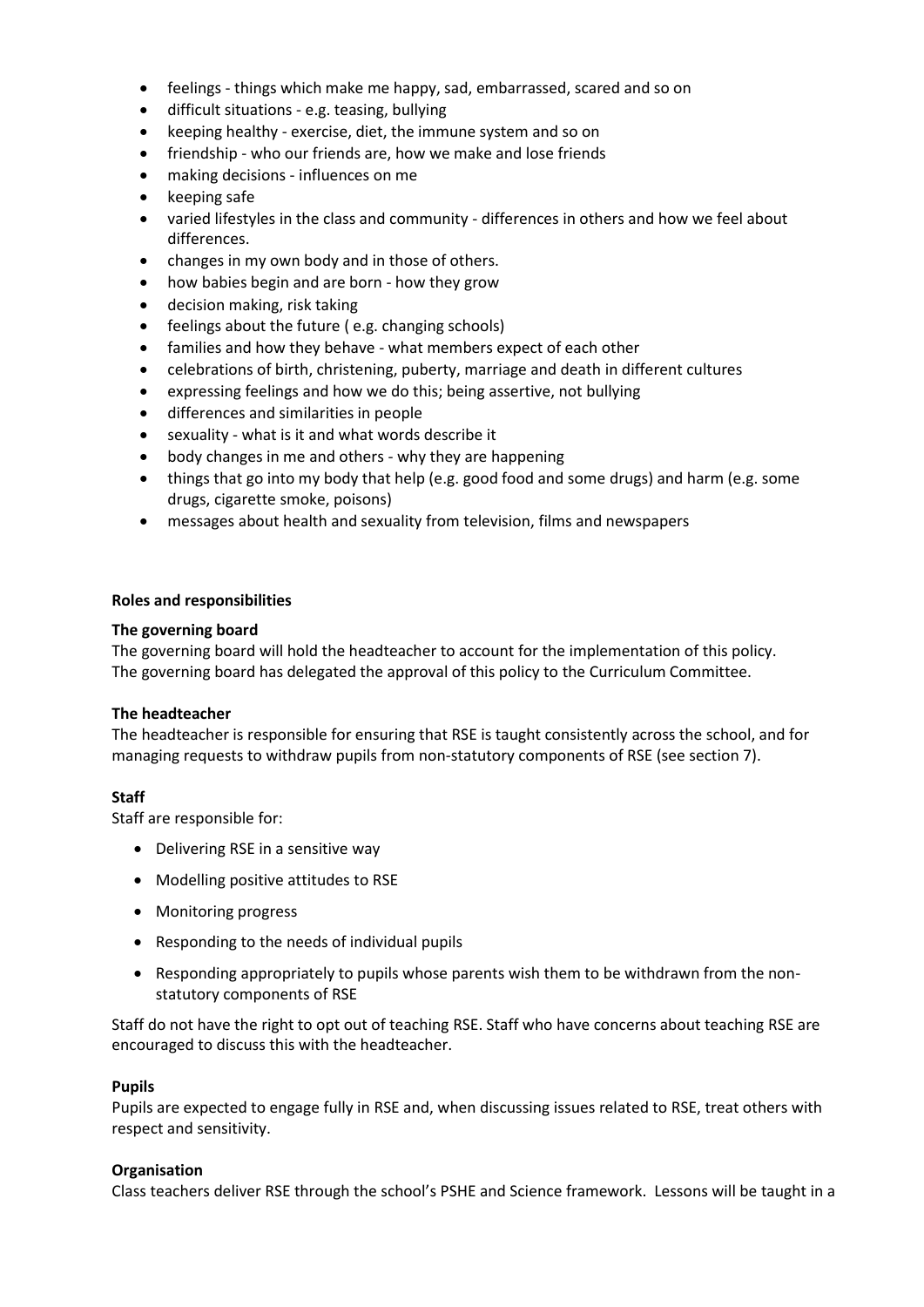- feelings - things which make me happy, sad, embarrassed, scared and so on
- difficult situations - e.g. teasing, bullying
- keeping healthy - exercise, diet, the immune system and so on
- friendship - who our friends are, how we make and lose friends
- making decisions - influences on me
- keeping safe
- varied lifestyles in the class and community - differences in others and how we feel about differences.
- changes in my own body and in those of others.
- how babies begin and are born - how they grow
- decision making, risk taking
- feelings about the future ( e.g. changing schools)
- families and how they behave - what members expect of each other
- celebrations of birth, christening, puberty, marriage and death in different cultures
- expressing feelings and how we do this; being assertive, not bullying
- differences and similarities in people
- sexuality - what is it and what words describe it
- body changes in me and others - why they are happening
- things that go into my body that help (e.g. good food and some drugs) and harm (e.g. some drugs, cigarette smoke, poisons)
- messages about health and sexuality from television, films and newspapers

**Roles and responsibilities**

**The governing board**

The governing board will hold the headteacher to account for the implementation of this policy. The governing board has delegated the approval of this policy to the Curriculum Committee.

**The headteacher**

The headteacher is responsible for ensuring that RSE is taught consistently across the school, and for managing requests to withdraw pupils from non-statutory components of RSE (see section 7).

**Staff**

Staff are responsible for:

- Delivering RSE in a sensitive way
- Modelling positive attitudes to RSE
- Monitoring progress
- Responding to the needs of individual pupils
- Responding appropriately to pupils whose parents wish them to be withdrawn from the non-statutory components of RSE

Staff do not have the right to opt out of teaching RSE. Staff who have concerns about teaching RSE are encouraged to discuss this with the headteacher.

**Pupils**

Pupils are expected to engage fully in RSE and, when discussing issues related to RSE, treat others with respect and sensitivity.

**Organisation**

Class teachers deliver RSE through the school's PSHE and Science framework. Lessons will be taught in a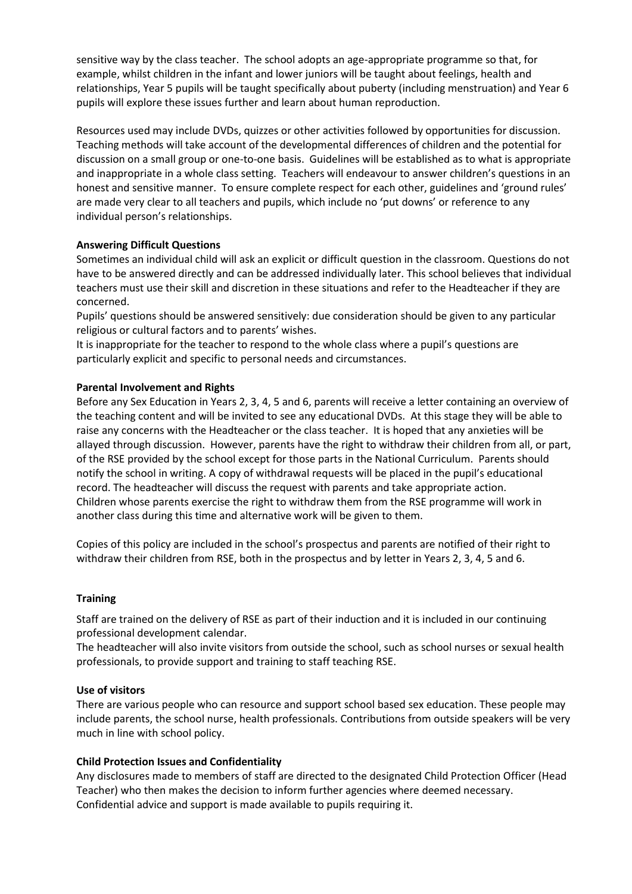sensitive way by the class teacher. The school adopts an age-appropriate programme so that, for example, whilst children in the infant and lower juniors will be taught about feelings, health and relationships, Year 5 pupils will be taught specifically about puberty (including menstruation) and Year 6 pupils will explore these issues further and learn about human reproduction.

Resources used may include DVDs, quizzes or other activities followed by opportunities for discussion. Teaching methods will take account of the developmental differences of children and the potential for discussion on a small group or one-to-one basis. Guidelines will be established as to what is appropriate and inappropriate in a whole class setting. Teachers will endeavour to answer children's questions in an honest and sensitive manner. To ensure complete respect for each other, guidelines and 'ground rules' are made very clear to all teachers and pupils, which include no 'put downs' or reference to any individual person's relationships.

**Answering Difficult Questions**

Sometimes an individual child will ask an explicit or difficult question in the classroom. Questions do not have to be answered directly and can be addressed individually later. This school believes that individual teachers must use their skill and discretion in these situations and refer to the Headteacher if they are concerned.

Pupils' questions should be answered sensitively: due consideration should be given to any particular religious or cultural factors and to parents' wishes.

It is inappropriate for the teacher to respond to the whole class where a pupil's questions are particularly explicit and specific to personal needs and circumstances.

**Parental Involvement and Rights**

Before any Sex Education in Years 2, 3, 4, 5 and 6, parents will receive a letter containing an overview of the teaching content and will be invited to see any educational DVDs. At this stage they will be able to raise any concerns with the Headteacher or the class teacher. It is hoped that any anxieties will be allayed through discussion. However, parents have the right to withdraw their children from all, or part, of the RSE provided by the school except for those parts in the National Curriculum. Parents should notify the school in writing. A copy of withdrawal requests will be placed in the pupil's educational record. The headteacher will discuss the request with parents and take appropriate action.

Children whose parents exercise the right to withdraw them from the RSE programme will work in another class during this time and alternative work will be given to them.

Copies of this policy are included in the school's prospectus and parents are notified of their right to withdraw their children from RSE, both in the prospectus and by letter in Years 2, 3, 4, 5 and 6.

**Training**

Staff are trained on the delivery of RSE as part of their induction and it is included in our continuing professional development calendar.

The headteacher will also invite visitors from outside the school, such as school nurses or sexual health professionals, to provide support and training to staff teaching RSE.

**Use of visitors**

There are various people who can resource and support school based sex education. These people may include parents, the school nurse, health professionals. Contributions from outside speakers will be very much in line with school policy.

**Child Protection Issues and Confidentiality**

Any disclosures made to members of staff are directed to the designated Child Protection Officer (Head Teacher) who then makes the decision to inform further agencies where deemed necessary.

Confidential advice and support is made available to pupils requiring it.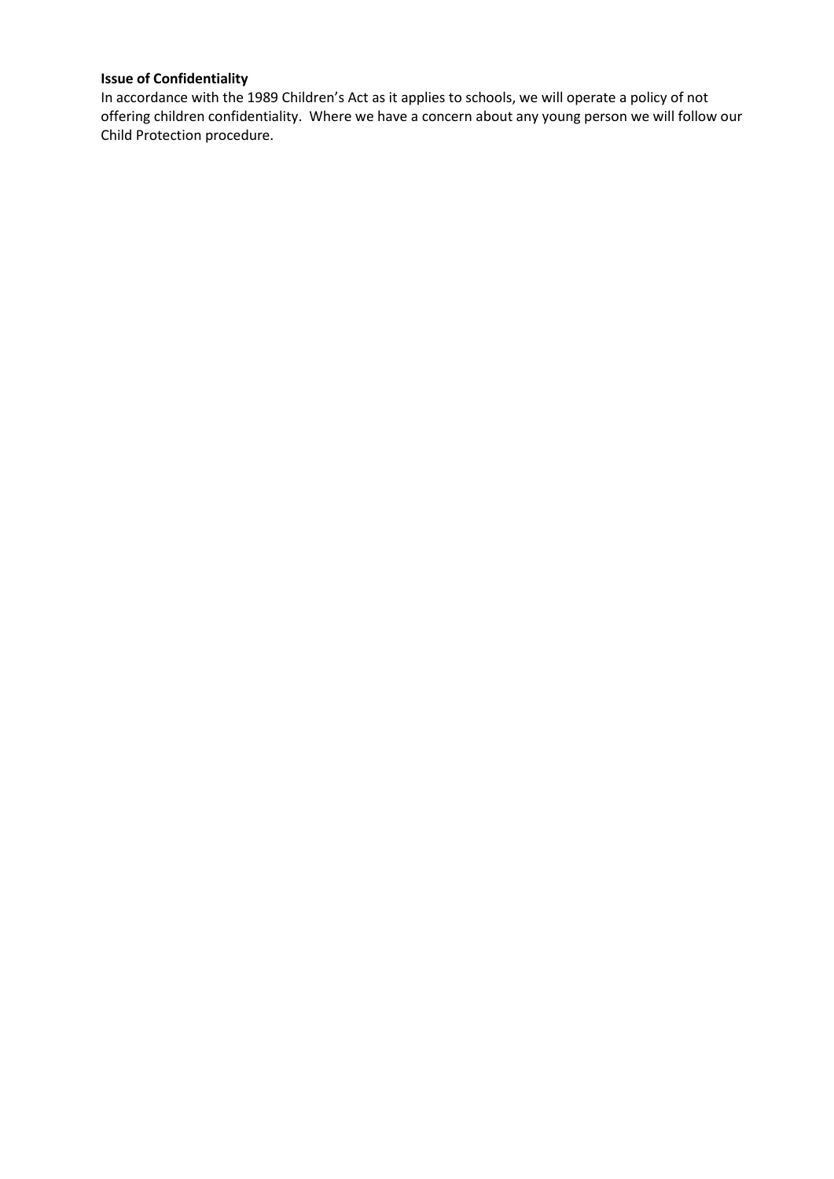**Issue of Confidentiality**

In accordance with the 1989 Children's Act as it applies to schools, we will operate a policy of not offering children confidentiality. Where we have a concern about any young person we will follow our Child Protection procedure.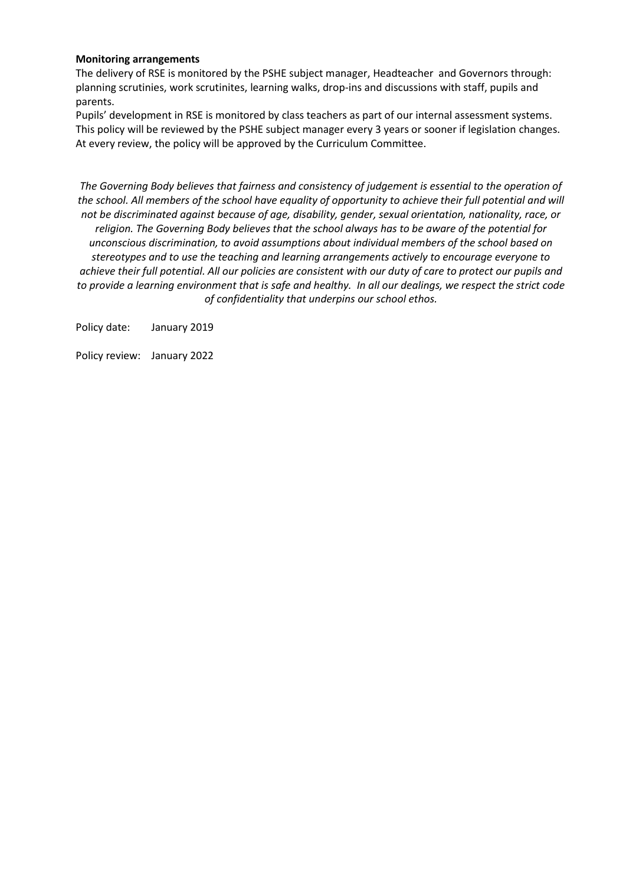**Monitoring arrangements**

The delivery of RSE is monitored by the PSHE subject manager, Headteacher and Governors through: planning scrutinies, work scrutinites, learning walks, drop-ins and discussions with staff, pupils and parents.

Pupils' development in RSE is monitored by class teachers as part of our internal assessment systems.

This policy will be reviewed by the PSHE subject manager every 3 years or sooner if legislation changes. At every review, the policy will be approved by the Curriculum Committee.

*The Governing Body believes that fairness and consistency of judgement is essential to the operation of the school. All members of the school have equality of opportunity to achieve their full potential and will not be discriminated against because of age, disability, gender, sexual orientation, nationality, race, or religion. The Governing Body believes that the school always has to be aware of the potential for unconscious discrimination, to avoid assumptions about individual members of the school based on stereotypes and to use the teaching and learning arrangements actively to encourage everyone to achieve their full potential. All our policies are consistent with our duty of care to protect our pupils and to provide a learning environment that is safe and healthy. In all our dealings, we respect the strict code of confidentiality that underpins our school ethos.*

Policy date: January 2019

Policy review: January 2022